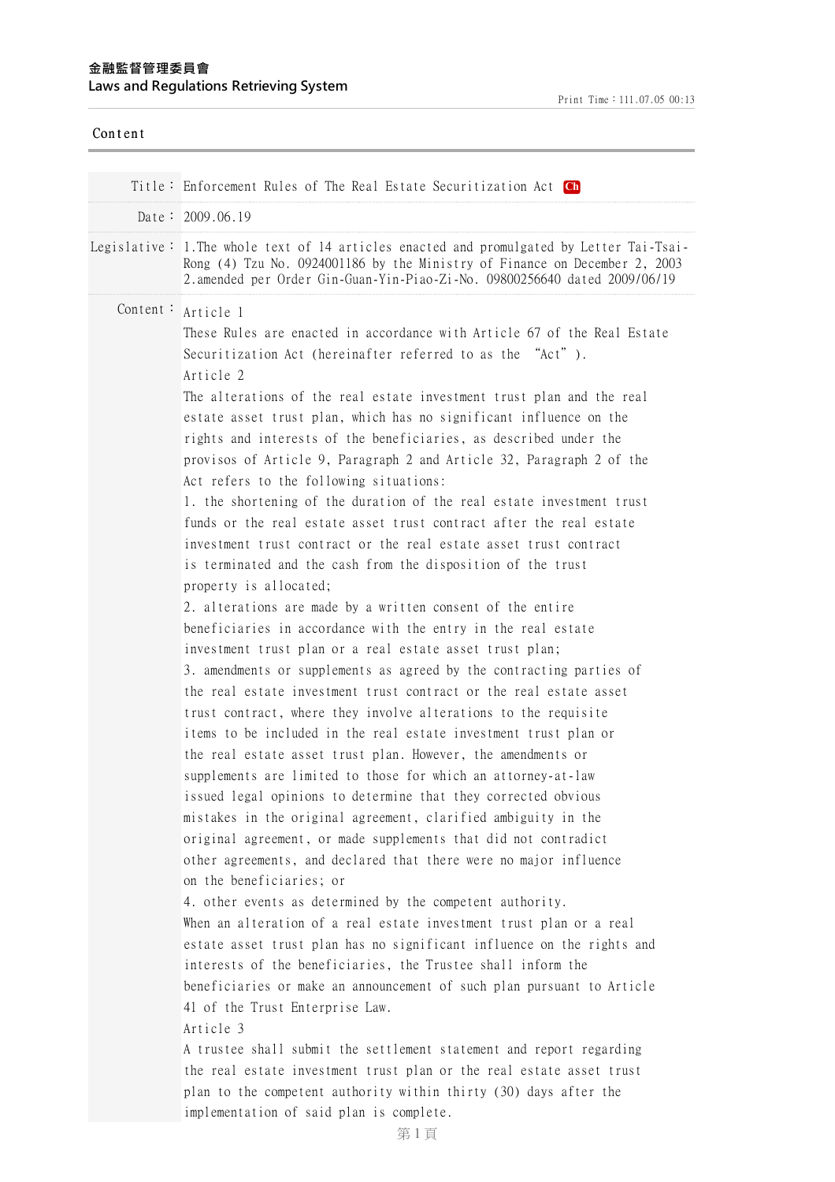金融監督管理委員會
Laws and Regulations Retrieving System

Content

**Title：** Enforcement Rules of The Real Estate Securitization Act Ch

**Date：** 2009.06.19

**Legislative：** 1.The whole text of 14 articles enacted and promulgated by Letter Tai-Tsai-Rong (4) Tzu No. 0924001186 by the Ministry of Finance on December 2, 2003
2.amended per Order Gin-Guan-Yin-Piao-Zi-No. 09800256640 dated 2009/06/19

**Content：**

Article 1

These Rules are enacted in accordance with Article 67 of the Real Estate Securitization Act (hereinafter referred to as the "Act").

Article 2

The alterations of the real estate investment trust plan and the real estate asset trust plan, which has no significant influence on the rights and interests of the beneficiaries, as described under the provisos of Article 9, Paragraph 2 and Article 32, Paragraph 2 of the Act refers to the following situations:

1. the shortening of the duration of the real estate investment trust funds or the real estate asset trust contract after the real estate investment trust contract or the real estate asset trust contract is terminated and the cash from the disposition of the trust property is allocated;
2. alterations are made by a written consent of the entire beneficiaries in accordance with the entry in the real estate investment trust plan or a real estate asset trust plan;
3. amendments or supplements as agreed by the contracting parties of the real estate investment trust contract or the real estate asset trust contract, where they involve alterations to the requisite items to be included in the real estate investment trust plan or the real estate asset trust plan. However, the amendments or supplements are limited to those for which an attorney-at-law issued legal opinions to determine that they corrected obvious mistakes in the original agreement, clarified ambiguity in the original agreement, or made supplements that did not contradict other agreements, and declared that there were no major influence on the beneficiaries; or
4. other events as determined by the competent authority.

When an alteration of a real estate investment trust plan or a real estate asset trust plan has no significant influence on the rights and interests of the beneficiaries, the Trustee shall inform the beneficiaries or make an announcement of such plan pursuant to Article 41 of the Trust Enterprise Law.

Article 3

A trustee shall submit the settlement statement and report regarding the real estate investment trust plan or the real estate asset trust plan to the competent authority within thirty (30) days after the implementation of said plan is complete.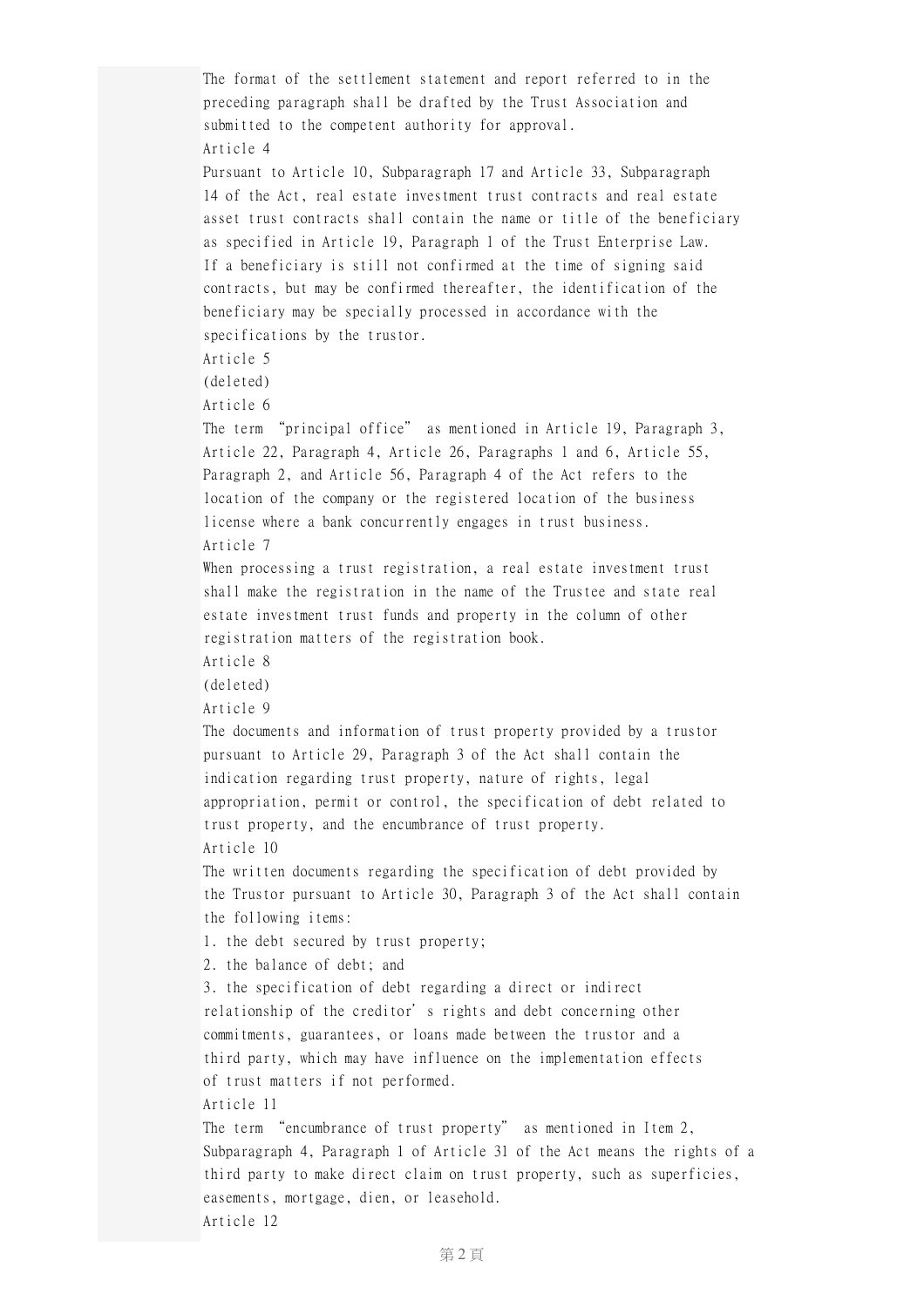The format of the settlement statement and report referred to in the preceding paragraph shall be drafted by the Trust Association and submitted to the competent authority for approval.

Article 4

Pursuant to Article 10, Subparagraph 17 and Article 33, Subparagraph 14 of the Act, real estate investment trust contracts and real estate asset trust contracts shall contain the name or title of the beneficiary as specified in Article 19, Paragraph 1 of the Trust Enterprise Law. If a beneficiary is still not confirmed at the time of signing said contracts, but may be confirmed thereafter, the identification of the beneficiary may be specially processed in accordance with the specifications by the trustor.

Article 5

(deleted)

Article 6

The term "principal office" as mentioned in Article 19, Paragraph 3, Article 22, Paragraph 4, Article 26, Paragraphs 1 and 6, Article 55, Paragraph 2, and Article 56, Paragraph 4 of the Act refers to the location of the company or the registered location of the business license where a bank concurrently engages in trust business.

Article 7

When processing a trust registration, a real estate investment trust shall make the registration in the name of the Trustee and state real estate investment trust funds and property in the column of other registration matters of the registration book.

Article 8

(deleted)

Article 9

The documents and information of trust property provided by a trustor pursuant to Article 29, Paragraph 3 of the Act shall contain the indication regarding trust property, nature of rights, legal appropriation, permit or control, the specification of debt related to trust property, and the encumbrance of trust property.

Article 10

The written documents regarding the specification of debt provided by the Trustor pursuant to Article 30, Paragraph 3 of the Act shall contain the following items:

1. the debt secured by trust property;
2. the balance of debt; and
3. the specification of debt regarding a direct or indirect relationship of the creditor's rights and debt concerning other commitments, guarantees, or loans made between the trustor and a third party, which may have influence on the implementation effects of trust matters if not performed.

Article 11

The term "encumbrance of trust property" as mentioned in Item 2, Subparagraph 4, Paragraph 1 of Article 31 of the Act means the rights of a third party to make direct claim on trust property, such as superficies, easements, mortgage, dien, or leasehold.

Article 12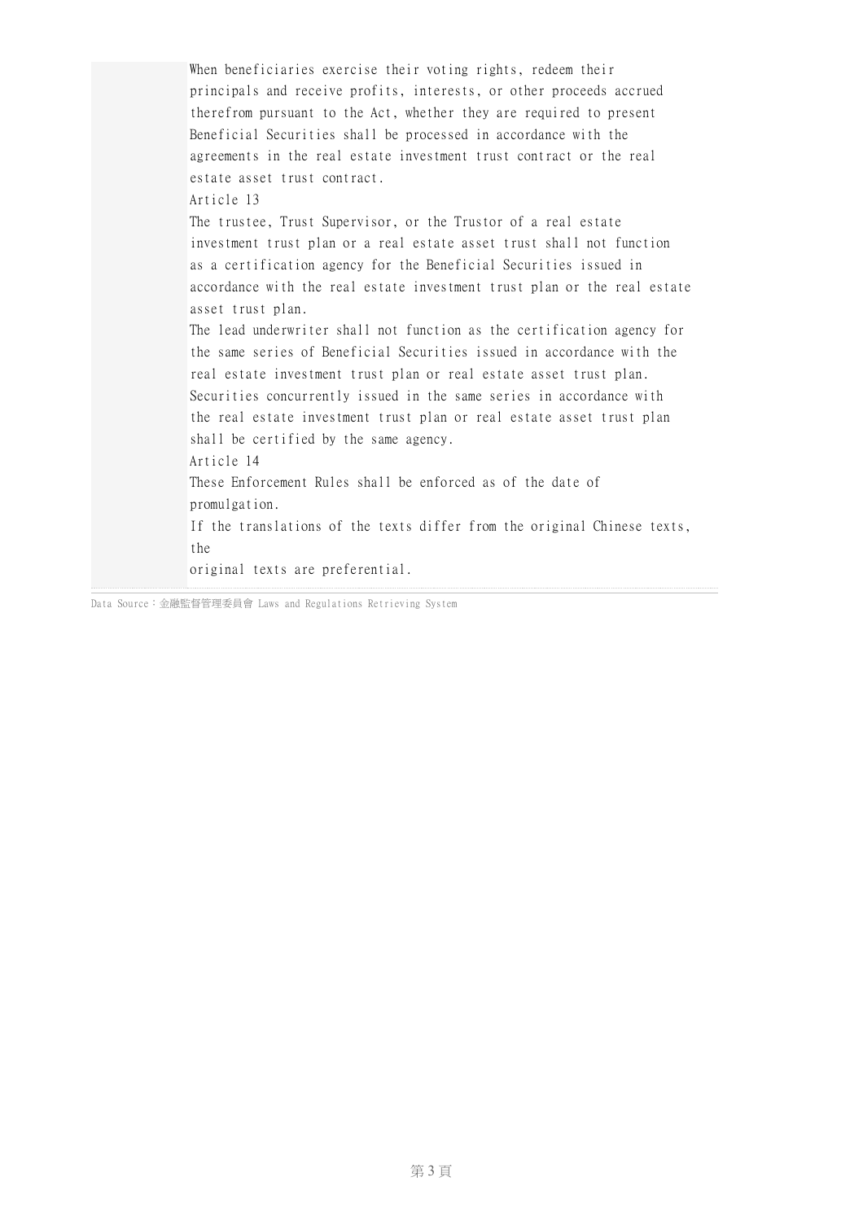When beneficiaries exercise their voting rights, redeem their principals and receive profits, interests, or other proceeds accrued therefrom pursuant to the Act, whether they are required to present Beneficial Securities shall be processed in accordance with the agreements in the real estate investment trust contract or the real estate asset trust contract.

Article 13

The trustee, Trust Supervisor, or the Trustor of a real estate investment trust plan or a real estate asset trust shall not function as a certification agency for the Beneficial Securities issued in accordance with the real estate investment trust plan or the real estate asset trust plan.

The lead underwriter shall not function as the certification agency for the same series of Beneficial Securities issued in accordance with the real estate investment trust plan or real estate asset trust plan.

Securities concurrently issued in the same series in accordance with the real estate investment trust plan or real estate asset trust plan shall be certified by the same agency.

Article 14

These Enforcement Rules shall be enforced as of the date of promulgation.

If the translations of the texts differ from the original Chinese texts, the original texts are preferential.

Data Source：金融監督管理委員會 Laws and Regulations Retrieving System